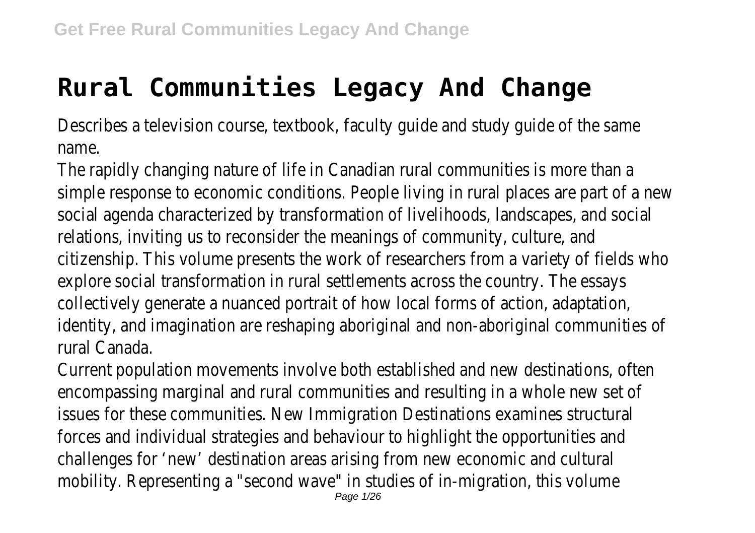# Rural Communities Legacy And Change

Describes a television course, textbook, faculty guide and study guide of the same name.

The rapidly changing nature of life in Canadian rural communities is more than a simple response to economic conditions. People living in rural places are part of a new social agenda characterized by transformation of livelihoods, landscapes, and social relations, inviting us to reconsider the meanings of community, culture, and citizenship. This volume presents the work of researchers from a variety of fields who explore social transformation in rural settlements across the country. The essays collectively generate a nuanced portrait of how local forms of action, adaptation, identity, and imagination are reshaping aboriginal and non-aboriginal communities of rural Canada.

Current population movements involve both established and new destinations, often encompassing marginal and rural communities and resulting in a whole new set of issues for these communities. New Immigration Destinations examines structural forces and individual strategies and behaviour to highlight the opportunities and challenges for 'new' destination areas arising from new economic and cultural mobility. Representing a "second wave" in studies of in-migration, this volume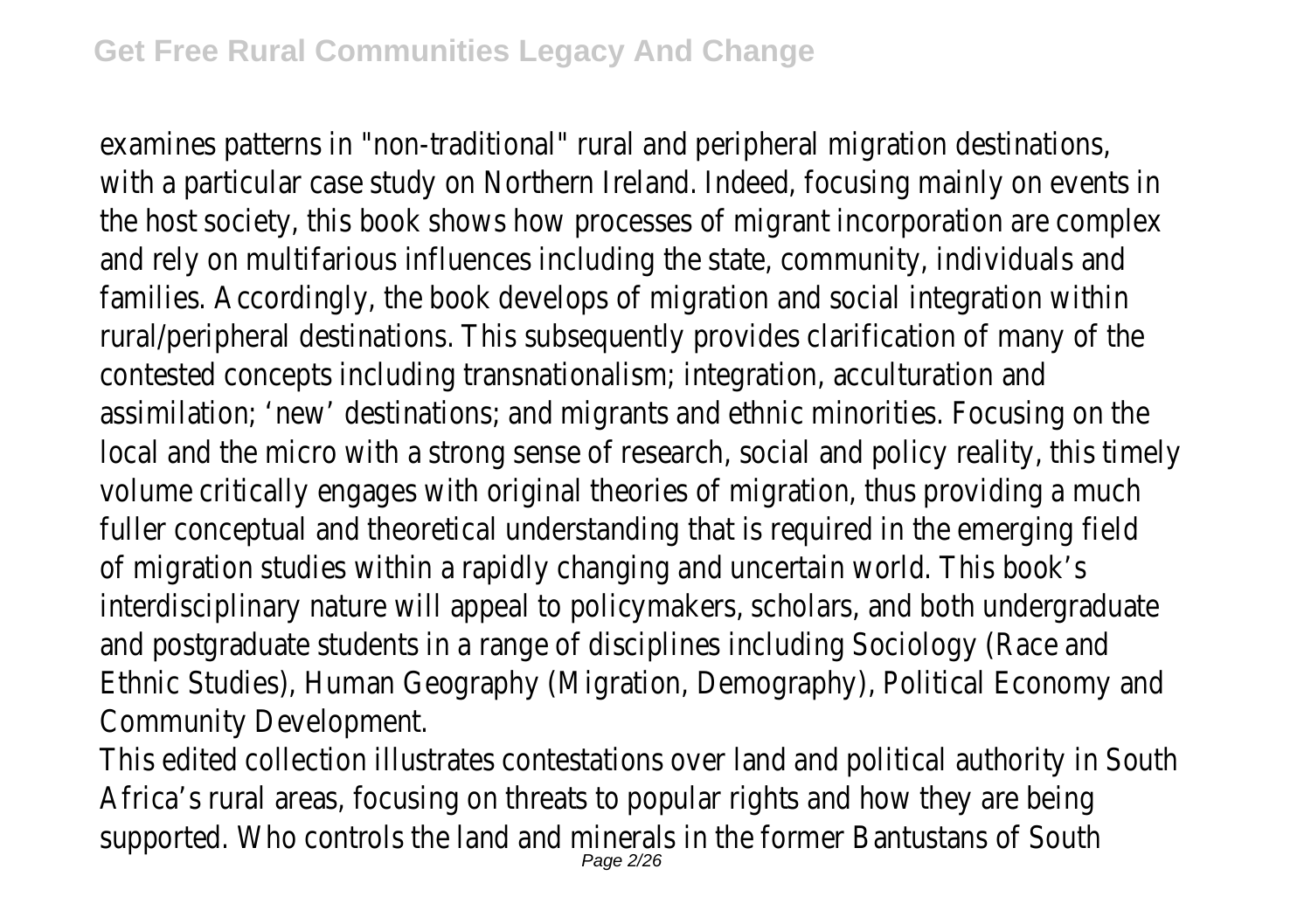examines patterns in "non-traditional" rural and peripheral migration destinations, with a particular case study on Northern Ireland. Indeed, focusing mainly on events in the host society, this book shows how processes of migrant incorporation are complex and rely on multifarious influences including the state, community, individuals and families. Accordingly, the book develops of migration and social integration within rural/peripheral destinations. This subsequently provides clarification of many of the contested concepts including transnationalism; integration, acculturation and assimilation; 'new' destinations; and migrants and ethnic minorities. Focusing on the local and the micro with a strong sense of research, social and policy reality, this timely volume critically engages with original theories of migration, thus providing a much fuller conceptual and theoretical understanding that is required in the emerging field of migration studies within a rapidly changing and uncertain world. This book's interdisciplinary nature will appeal to policymakers, scholars, and both undergraduate and postgraduate students in a range of disciplines including Sociology (Race and Ethnic Studies), Human Geography (Migration, Demography), Political Economy and Community Development.

This edited collection illustrates contestations over land and political authority in South Africa's rural areas, focusing on threats to popular rights and how they are being supported. Who controls the land and minerals in the former Bantustans of South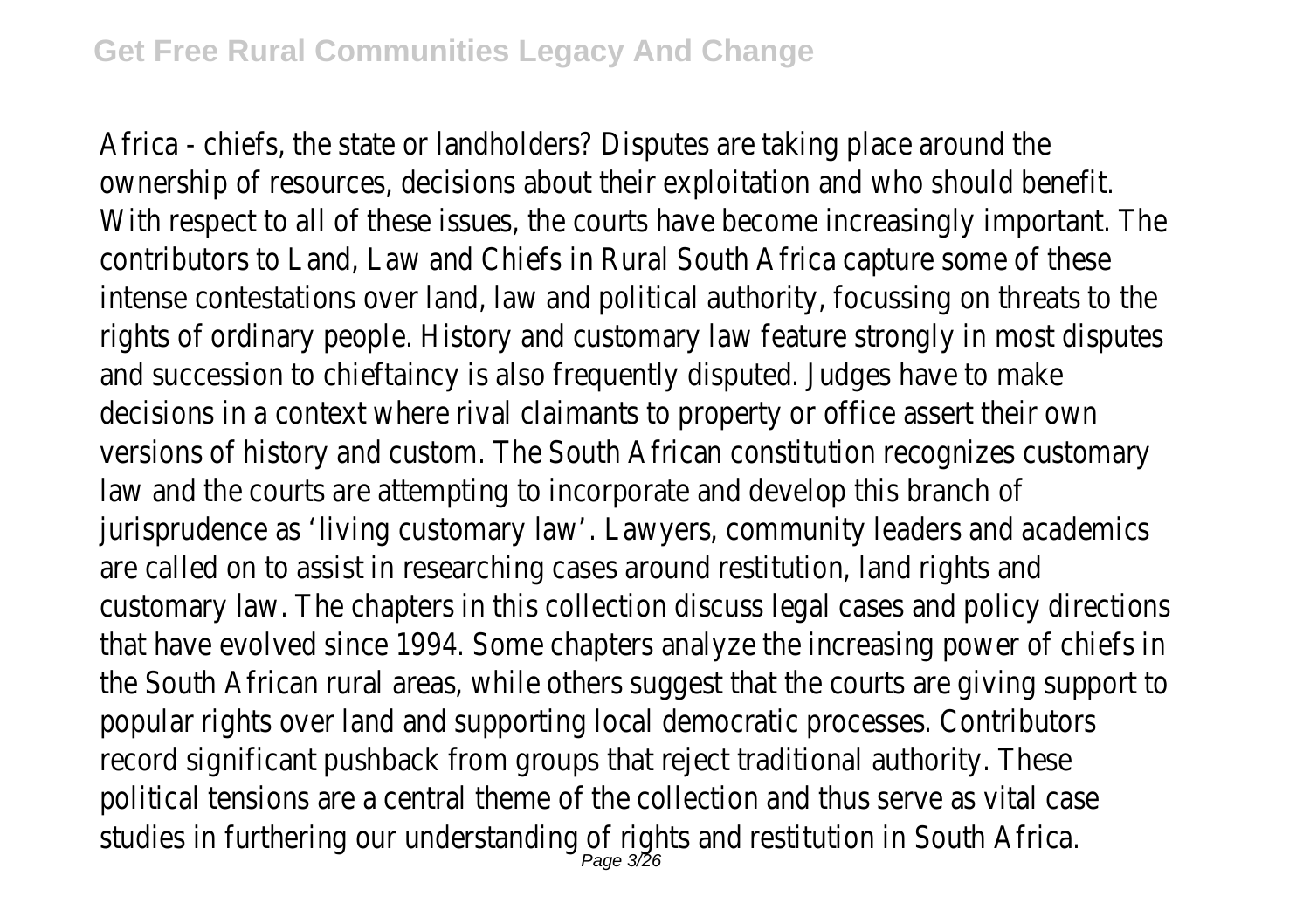Africa - chiefs, the state or landholders? Disputes are taking place around the ownership of resources, decisions about their exploitation and who should benefit. With respect to all of these issues, the courts have become increasingly important. The contributors to Land, Law and Chiefs in Rural South Africa capture some of these intense contestations over land, law and political authority, focussing on threats to the rights of ordinary people. History and customary law feature strongly in most disputes and succession to chieftaincy is also frequently disputed. Judges have to make decisions in a context where rival claimants to property or office assert their own versions of history and custom. The South African constitution recognizes customary law and the courts are attempting to incorporate and develop this branch of jurisprudence as 'living customary law'. Lawyers, community leaders and academics are called on to assist in researching cases around restitution, land rights and customary law. The chapters in this collection discuss legal cases and policy directions that have evolved since 1994. Some chapters analyze the increasing power of chiefs in the South African rural areas, while others suggest that the courts are giving support to popular rights over land and supporting local democratic processes. Contributors record significant pushback from groups that reject traditional authority. These political tensions are a central theme of the collection and thus serve as vital case studies in furthering our understanding of rights and restitution in South Africa.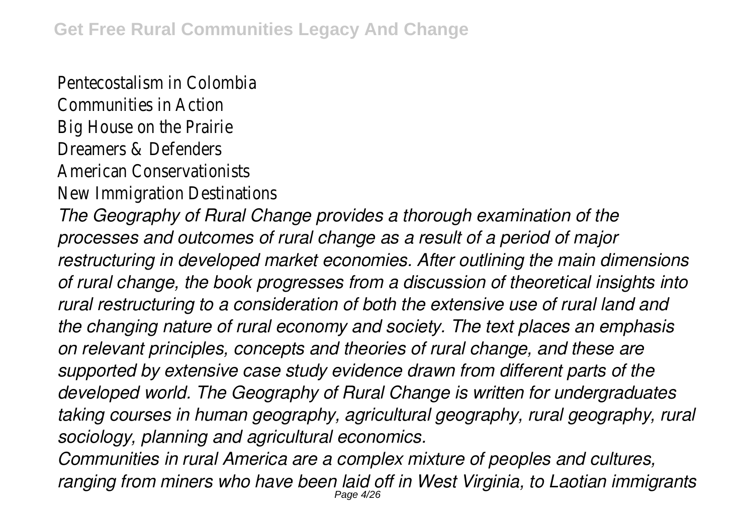Pentecostalism in Colombia
Communities in Action
Big House on the Prairie
Dreamers & Defenders
American Conservationists
New Immigration Destinations

*The Geography of Rural Change provides a thorough examination of the processes and outcomes of rural change as a result of a period of major restructuring in developed market economies. After outlining the main dimensions of rural change, the book progresses from a discussion of theoretical insights into rural restructuring to a consideration of both the extensive use of rural land and the changing nature of rural economy and society. The text places an emphasis on relevant principles, concepts and theories of rural change, and these are supported by extensive case study evidence drawn from different parts of the developed world. The Geography of Rural Change is written for undergraduates taking courses in human geography, agricultural geography, rural geography, rural sociology, planning and agricultural economics.*

*Communities in rural America are a complex mixture of peoples and cultures, ranging from miners who have been laid off in West Virginia, to Laotian immigrants*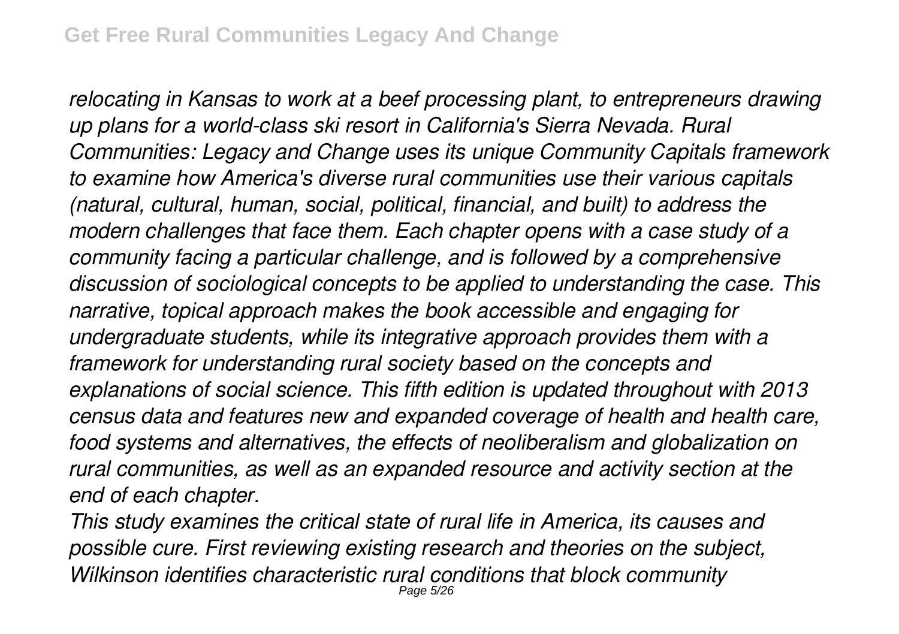*relocating in Kansas to work at a beef processing plant, to entrepreneurs drawing up plans for a world-class ski resort in California's Sierra Nevada. Rural Communities: Legacy and Change uses its unique Community Capitals framework to examine how America's diverse rural communities use their various capitals (natural, cultural, human, social, political, financial, and built) to address the modern challenges that face them. Each chapter opens with a case study of a community facing a particular challenge, and is followed by a comprehensive discussion of sociological concepts to be applied to understanding the case. This narrative, topical approach makes the book accessible and engaging for undergraduate students, while its integrative approach provides them with a framework for understanding rural society based on the concepts and explanations of social science. This fifth edition is updated throughout with 2013 census data and features new and expanded coverage of health and health care, food systems and alternatives, the effects of neoliberalism and globalization on rural communities, as well as an expanded resource and activity section at the end of each chapter.*

*This study examines the critical state of rural life in America, its causes and possible cure. First reviewing existing research and theories on the subject, Wilkinson identifies characteristic rural conditions that block community*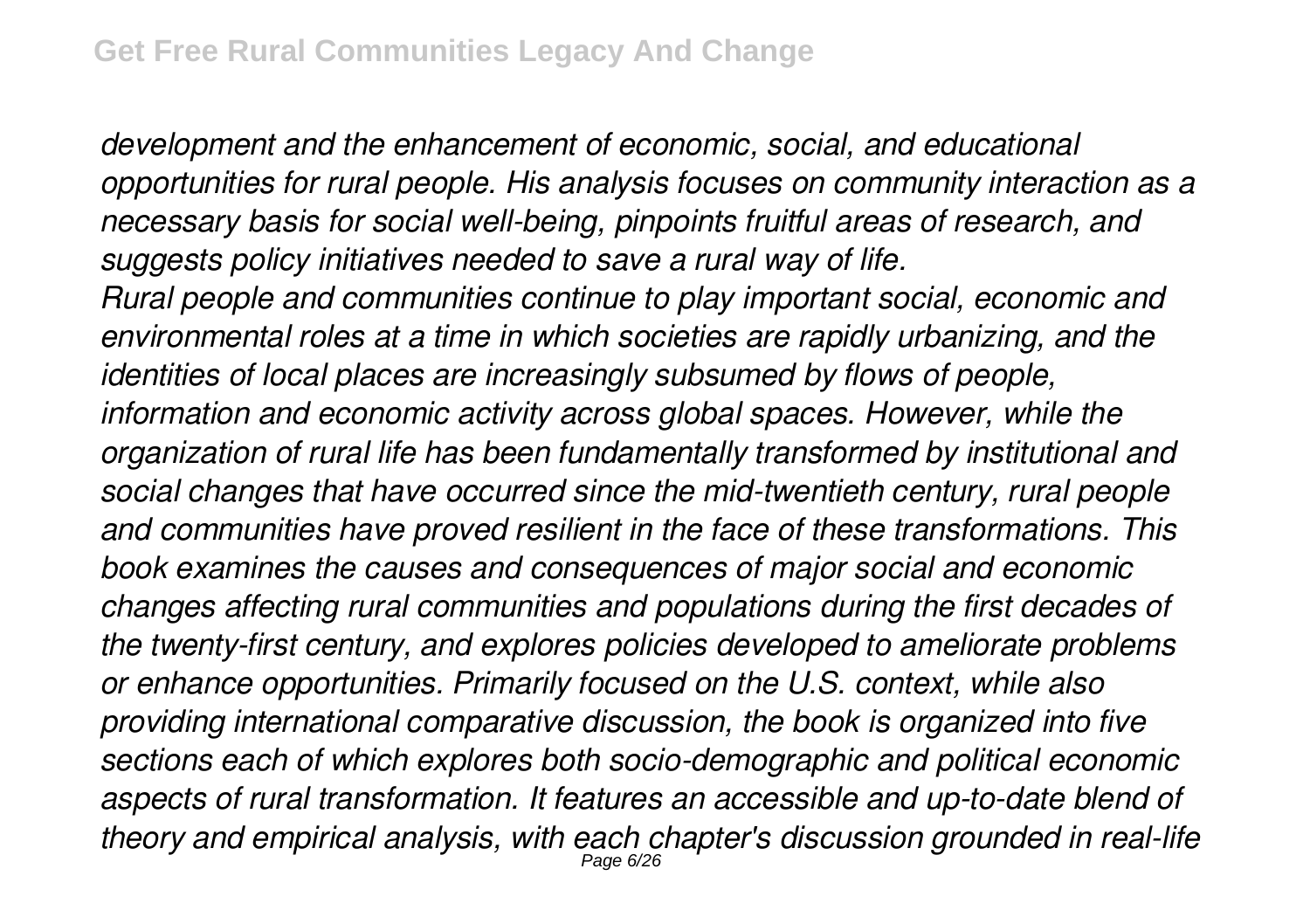*development and the enhancement of economic, social, and educational opportunities for rural people. His analysis focuses on community interaction as a necessary basis for social well-being, pinpoints fruitful areas of research, and suggests policy initiatives needed to save a rural way of life.*

*Rural people and communities continue to play important social, economic and environmental roles at a time in which societies are rapidly urbanizing, and the identities of local places are increasingly subsumed by flows of people, information and economic activity across global spaces. However, while the organization of rural life has been fundamentally transformed by institutional and social changes that have occurred since the mid-twentieth century, rural people and communities have proved resilient in the face of these transformations. This book examines the causes and consequences of major social and economic changes affecting rural communities and populations during the first decades of the twenty-first century, and explores policies developed to ameliorate problems or enhance opportunities. Primarily focused on the U.S. context, while also providing international comparative discussion, the book is organized into five sections each of which explores both socio-demographic and political economic aspects of rural transformation. It features an accessible and up-to-date blend of theory and empirical analysis, with each chapter's discussion grounded in real-life*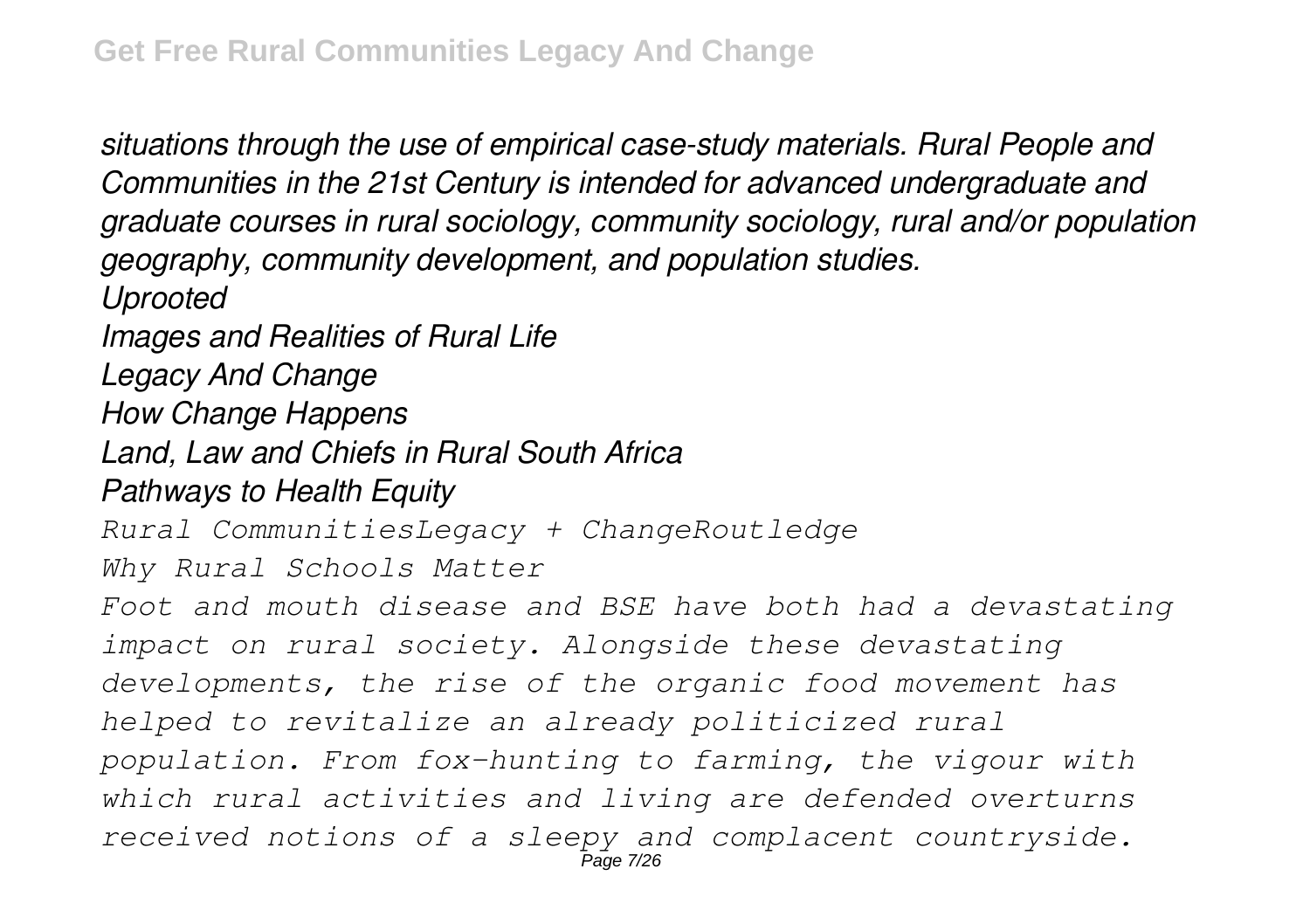*situations through the use of empirical case-study materials. Rural People and Communities in the 21st Century is intended for advanced undergraduate and graduate courses in rural sociology, community sociology, rural and/or population geography, community development, and population studies.*

*Uprooted*

*Images and Realities of Rural Life*

*Legacy And Change*

*How Change Happens*

*Land, Law and Chiefs in Rural South Africa*

*Pathways to Health Equity*

*Rural CommunitiesLegacy + ChangeRoutledge*

*Why Rural Schools Matter*

*Foot and mouth disease and BSE have both had a devastating impact on rural society. Alongside these devastating developments, the rise of the organic food movement has helped to revitalize an already politicized rural population. From fox-hunting to farming, the vigour with which rural activities and living are defended overturns received notions of a sleepy and complacent countryside.*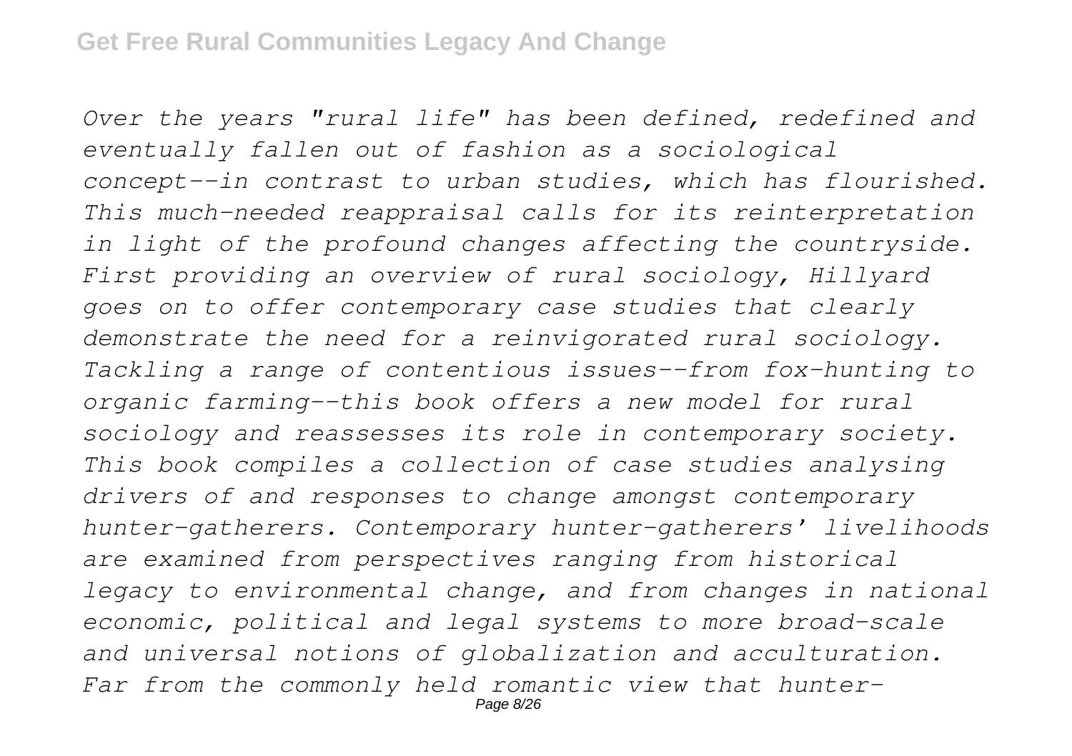*Over the years "rural life" has been defined, redefined and eventually fallen out of fashion as a sociological concept--in contrast to urban studies, which has flourished. This much-needed reappraisal calls for its reinterpretation in light of the profound changes affecting the countryside. First providing an overview of rural sociology, Hillyard goes on to offer contemporary case studies that clearly demonstrate the need for a reinvigorated rural sociology. Tackling a range of contentious issues--from fox-hunting to organic farming--this book offers a new model for rural sociology and reassesses its role in contemporary society. This book compiles a collection of case studies analysing drivers of and responses to change amongst contemporary hunter-gatherers. Contemporary hunter-gatherers' livelihoods are examined from perspectives ranging from historical legacy to environmental change, and from changes in national economic, political and legal systems to more broad-scale and universal notions of globalization and acculturation. Far from the commonly held romantic view that hunter-*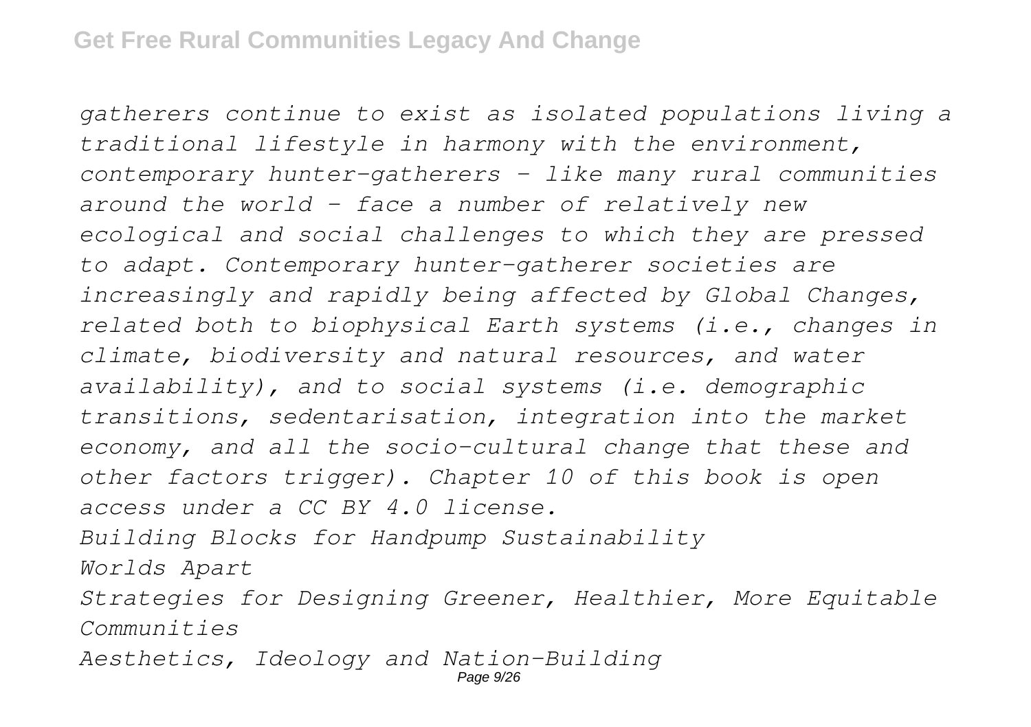*gatherers continue to exist as isolated populations living a traditional lifestyle in harmony with the environment, contemporary hunter-gatherers - like many rural communities around the world - face a number of relatively new ecological and social challenges to which they are pressed to adapt. Contemporary hunter-gatherer societies are increasingly and rapidly being affected by Global Changes, related both to biophysical Earth systems (i.e., changes in climate, biodiversity and natural resources, and water availability), and to social systems (i.e. demographic transitions, sedentarisation, integration into the market economy, and all the socio-cultural change that these and other factors trigger). Chapter 10 of this book is open access under a CC BY 4.0 license.*

*Building Blocks for Handpump Sustainability*

*Worlds Apart*

*Strategies for Designing Greener, Healthier, More Equitable Communities*

*Aesthetics, Ideology and Nation-Building*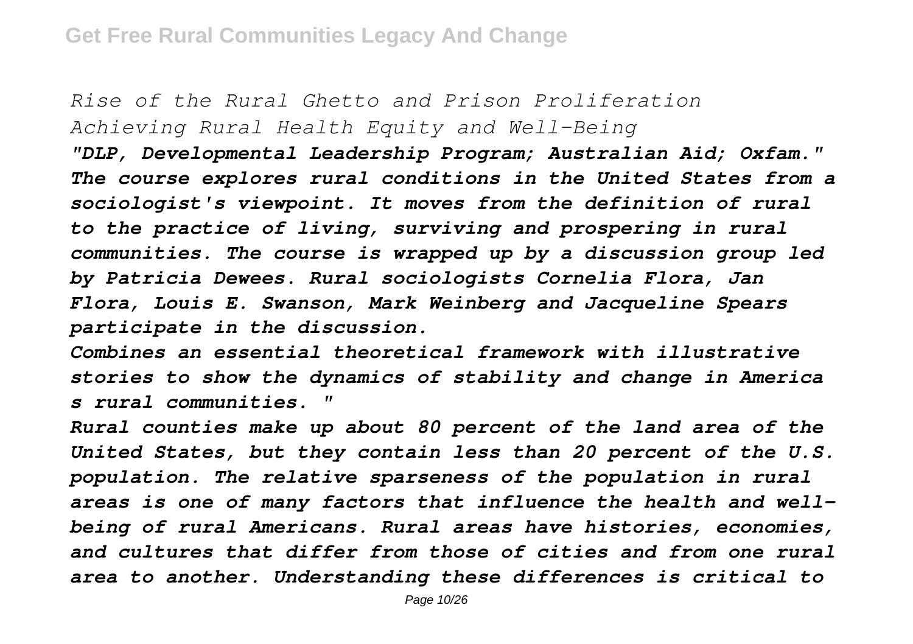*Rise of the Rural Ghetto and Prison Proliferation*
*Achieving Rural Health Equity and Well-Being*

***"DLP, Developmental Leadership Program; Australian Aid; Oxfam." The course explores rural conditions in the United States from a sociologist's viewpoint. It moves from the definition of rural to the practice of living, surviving and prospering in rural communities. The course is wrapped up by a discussion group led by Patricia Dewees. Rural sociologists Cornelia Flora, Jan Flora, Louis E. Swanson, Mark Weinberg and Jacqueline Spears participate in the discussion.***

***Combines an essential theoretical framework with illustrative stories to show the dynamics of stability and change in America s rural communities. "***

***Rural counties make up about 80 percent of the land area of the United States, but they contain less than 20 percent of the U.S. population. The relative sparseness of the population in rural areas is one of many factors that influence the health and well-being of rural Americans. Rural areas have histories, economies, and cultures that differ from those of cities and from one rural area to another. Understanding these differences is critical to***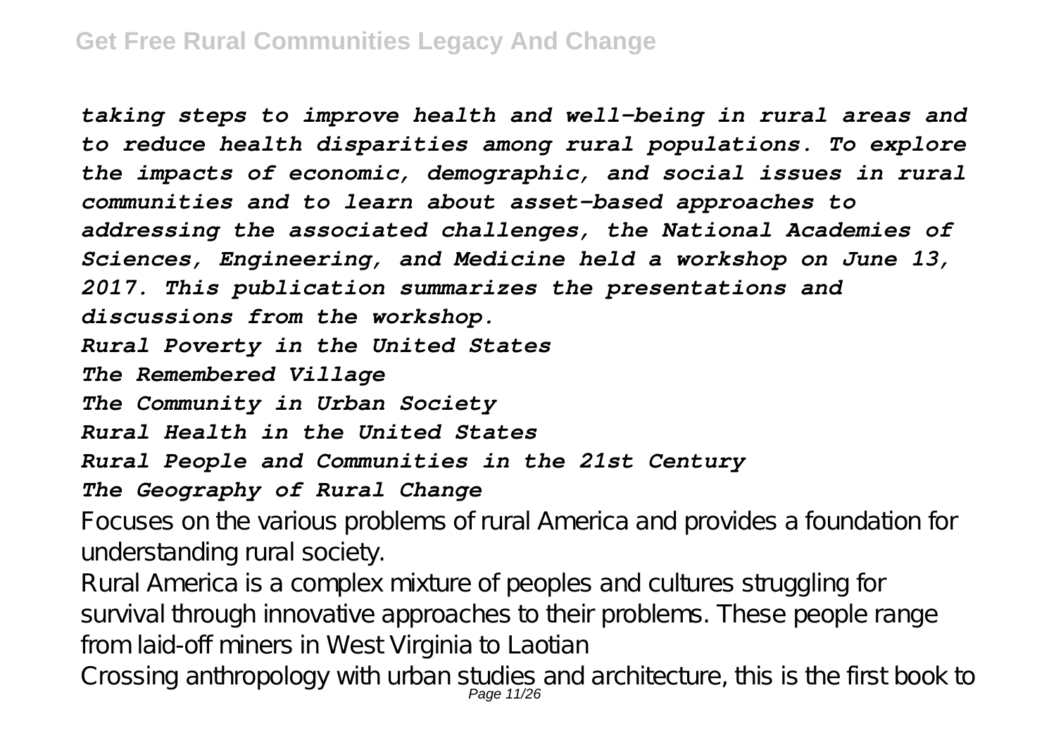*taking steps to improve health and well-being in rural areas and to reduce health disparities among rural populations. To explore the impacts of economic, demographic, and social issues in rural communities and to learn about asset-based approaches to addressing the associated challenges, the National Academies of Sciences, Engineering, and Medicine held a workshop on June 13, 2017. This publication summarizes the presentations and discussions from the workshop.*

*Rural Poverty in the United States*

*The Remembered Village*

*The Community in Urban Society*

*Rural Health in the United States*

*Rural People and Communities in the 21st Century*

*The Geography of Rural Change*

Focuses on the various problems of rural America and provides a foundation for understanding rural society.

Rural America is a complex mixture of peoples and cultures struggling for survival through innovative approaches to their problems. These people range from laid-off miners in West Virginia to Laotian

Crossing anthropology with urban studies and architecture, this is the first book to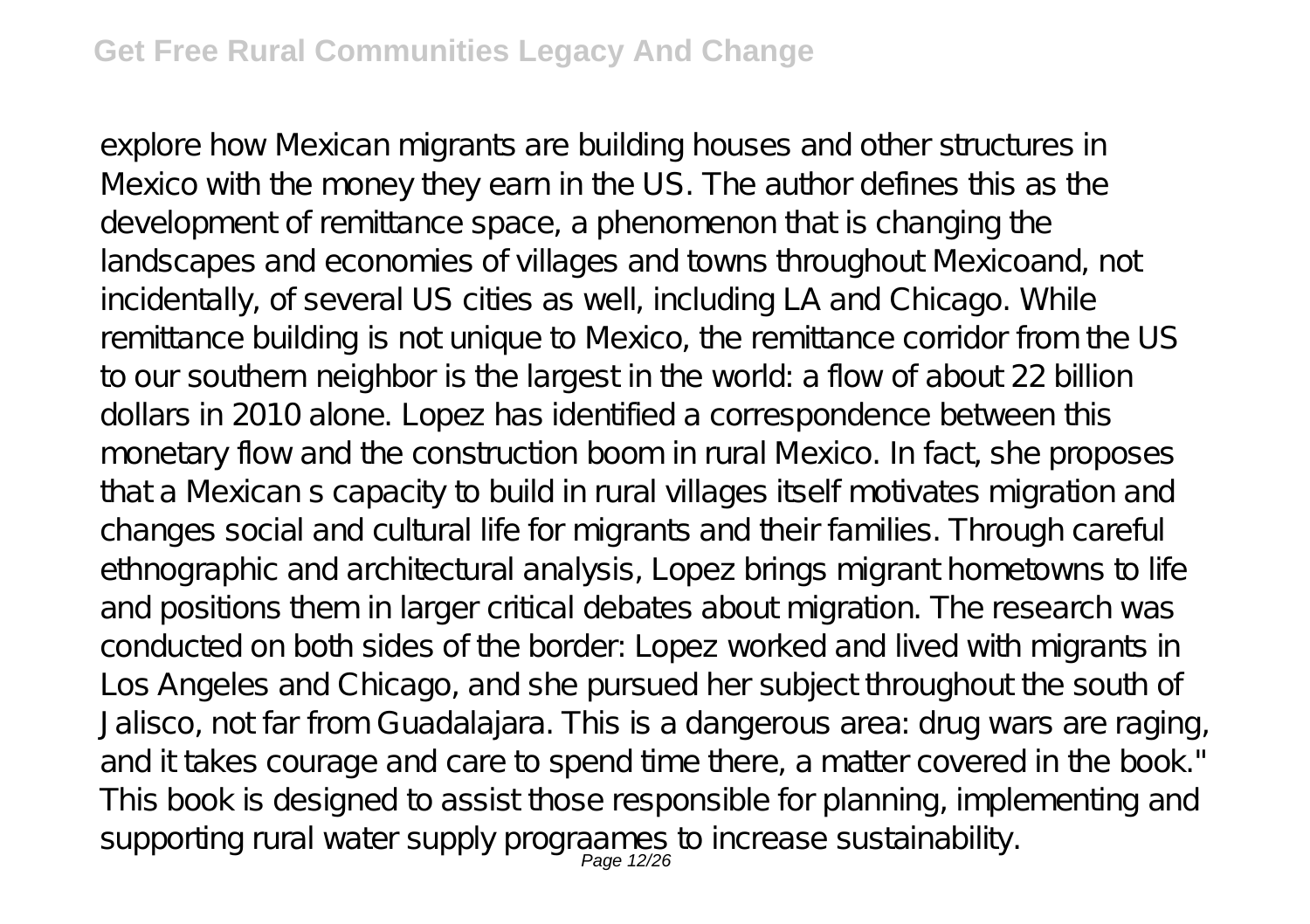explore how Mexican migrants are building houses and other structures in Mexico with the money they earn in the US. The author defines this as the development of remittance space, a phenomenon that is changing the landscapes and economies of villages and towns throughout Mexicoand, not incidentally, of several US cities as well, including LA and Chicago. While remittance building is not unique to Mexico, the remittance corridor from the US to our southern neighbor is the largest in the world: a flow of about 22 billion dollars in 2010 alone. Lopez has identified a correspondence between this monetary flow and the construction boom in rural Mexico. In fact, she proposes that a Mexican s capacity to build in rural villages itself motivates migration and changes social and cultural life for migrants and their families. Through careful ethnographic and architectural analysis, Lopez brings migrant hometowns to life and positions them in larger critical debates about migration. The research was conducted on both sides of the border: Lopez worked and lived with migrants in Los Angeles and Chicago, and she pursued her subject throughout the south of Jalisco, not far from Guadalajara. This is a dangerous area: drug wars are raging, and it takes courage and care to spend time there, a matter covered in the book."

This book is designed to assist those responsible for planning, implementing and supporting rural water supply prograames to increase sustainability.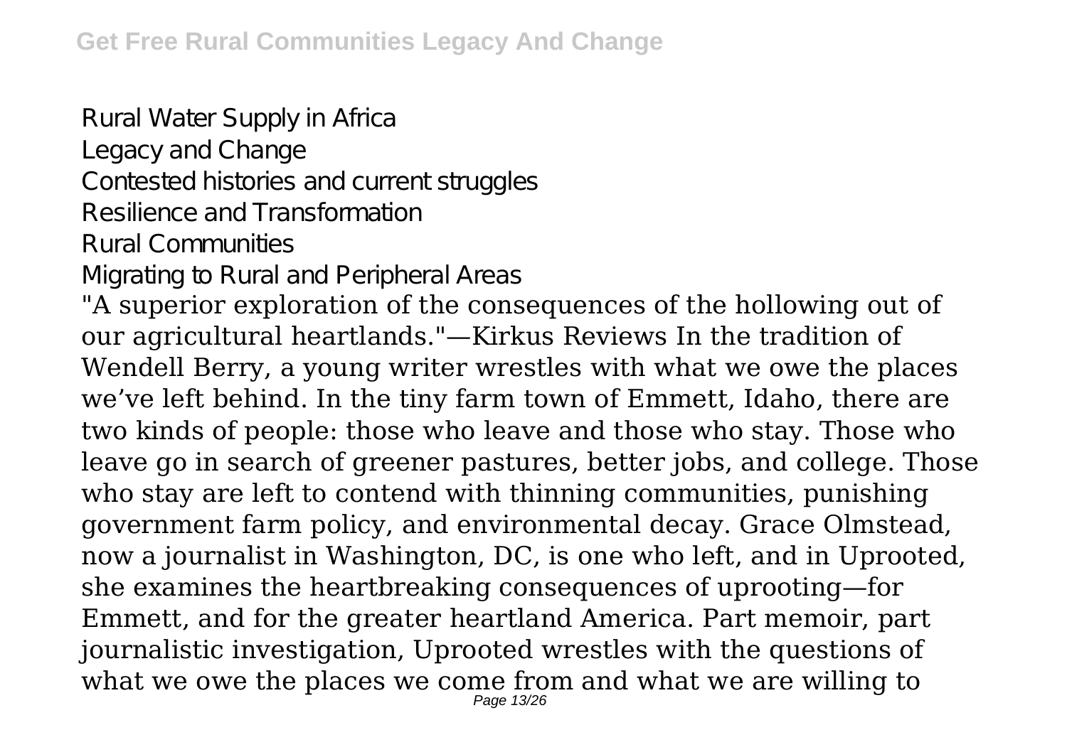Rural Water Supply in Africa
Legacy and Change
Contested histories and current struggles
Resilience and Transformation
Rural Communities
Migrating to Rural and Peripheral Areas

"A superior exploration of the consequences of the hollowing out of our agricultural heartlands."—Kirkus Reviews In the tradition of Wendell Berry, a young writer wrestles with what we owe the places we've left behind. In the tiny farm town of Emmett, Idaho, there are two kinds of people: those who leave and those who stay. Those who leave go in search of greener pastures, better jobs, and college. Those who stay are left to contend with thinning communities, punishing government farm policy, and environmental decay. Grace Olmstead, now a journalist in Washington, DC, is one who left, and in Uprooted, she examines the heartbreaking consequences of uprooting—for Emmett, and for the greater heartland America. Part memoir, part journalistic investigation, Uprooted wrestles with the questions of what we owe the places we come from and what we are willing to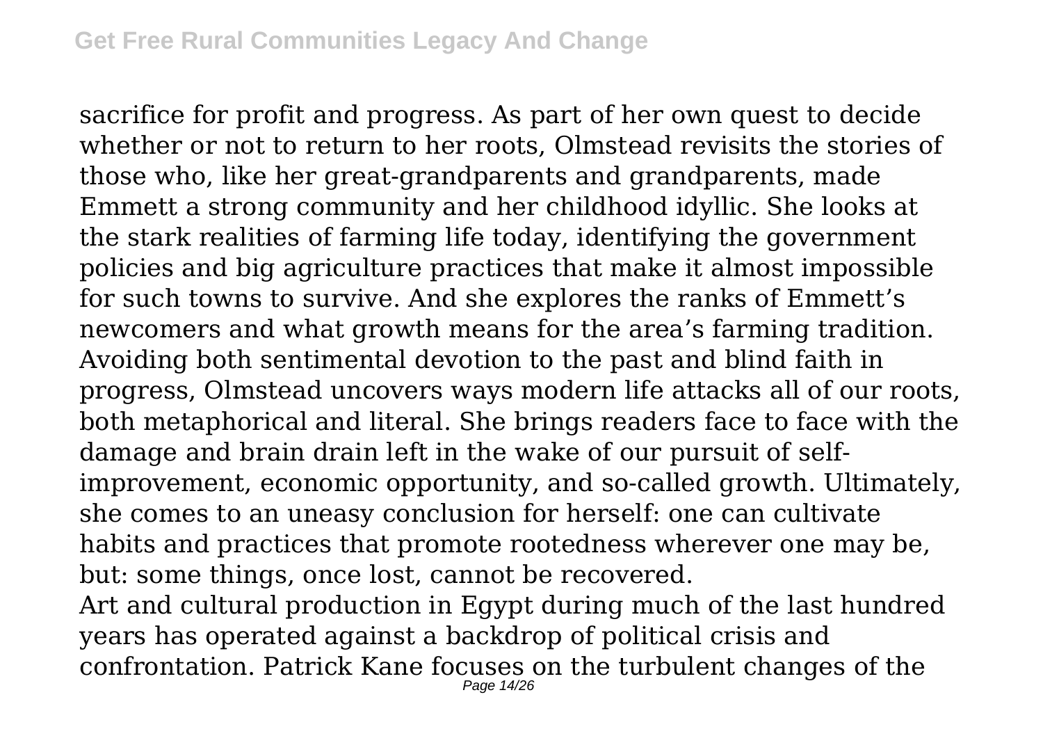sacrifice for profit and progress. As part of her own quest to decide whether or not to return to her roots, Olmstead revisits the stories of those who, like her great-grandparents and grandparents, made Emmett a strong community and her childhood idyllic. She looks at the stark realities of farming life today, identifying the government policies and big agriculture practices that make it almost impossible for such towns to survive. And she explores the ranks of Emmett's newcomers and what growth means for the area's farming tradition. Avoiding both sentimental devotion to the past and blind faith in progress, Olmstead uncovers ways modern life attacks all of our roots, both metaphorical and literal. She brings readers face to face with the damage and brain drain left in the wake of our pursuit of self-improvement, economic opportunity, and so-called growth. Ultimately, she comes to an uneasy conclusion for herself: one can cultivate habits and practices that promote rootedness wherever one may be, but: some things, once lost, cannot be recovered.

Art and cultural production in Egypt during much of the last hundred years has operated against a backdrop of political crisis and confrontation. Patrick Kane focuses on the turbulent changes of the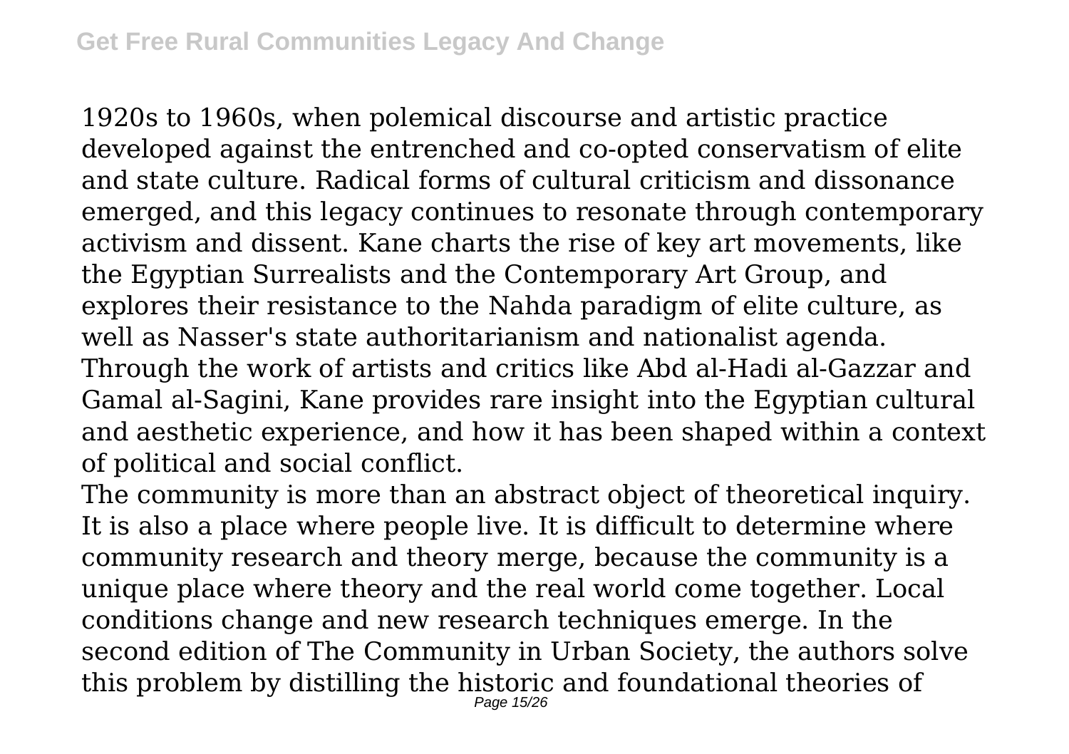1920s to 1960s, when polemical discourse and artistic practice developed against the entrenched and co-opted conservatism of elite and state culture. Radical forms of cultural criticism and dissonance emerged, and this legacy continues to resonate through contemporary activism and dissent. Kane charts the rise of key art movements, like the Egyptian Surrealists and the Contemporary Art Group, and explores their resistance to the Nahda paradigm of elite culture, as well as Nasser's state authoritarianism and nationalist agenda. Through the work of artists and critics like Abd al-Hadi al-Gazzar and Gamal al-Sagini, Kane provides rare insight into the Egyptian cultural and aesthetic experience, and how it has been shaped within a context of political and social conflict.

The community is more than an abstract object of theoretical inquiry. It is also a place where people live. It is difficult to determine where community research and theory merge, because the community is a unique place where theory and the real world come together. Local conditions change and new research techniques emerge. In the second edition of The Community in Urban Society, the authors solve this problem by distilling the historic and foundational theories of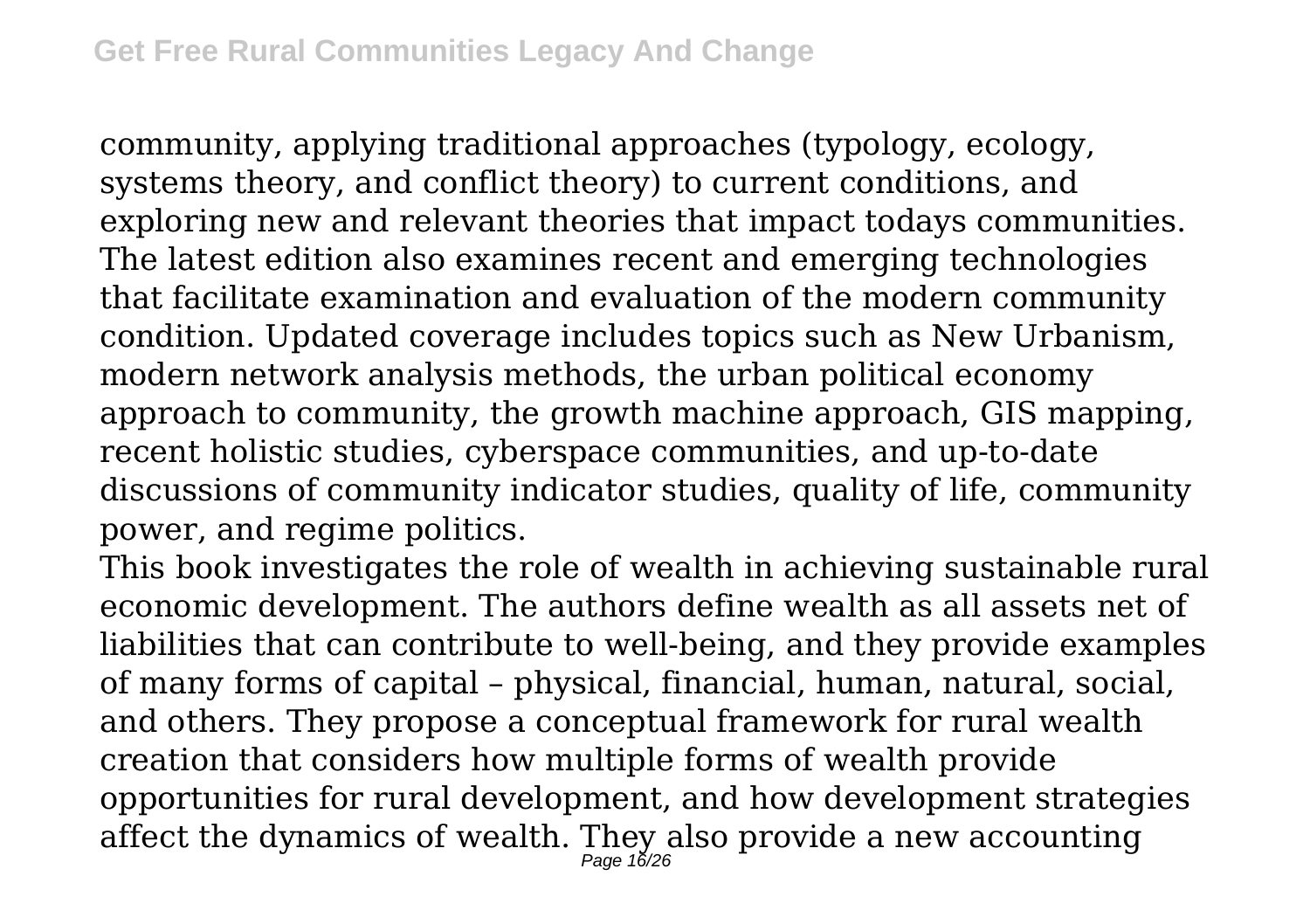community, applying traditional approaches (typology, ecology, systems theory, and conflict theory) to current conditions, and exploring new and relevant theories that impact todays communities. The latest edition also examines recent and emerging technologies that facilitate examination and evaluation of the modern community condition. Updated coverage includes topics such as New Urbanism, modern network analysis methods, the urban political economy approach to community, the growth machine approach, GIS mapping, recent holistic studies, cyberspace communities, and up-to-date discussions of community indicator studies, quality of life, community power, and regime politics.

This book investigates the role of wealth in achieving sustainable rural economic development. The authors define wealth as all assets net of liabilities that can contribute to well-being, and they provide examples of many forms of capital – physical, financial, human, natural, social, and others. They propose a conceptual framework for rural wealth creation that considers how multiple forms of wealth provide opportunities for rural development, and how development strategies affect the dynamics of wealth. They also provide a new accounting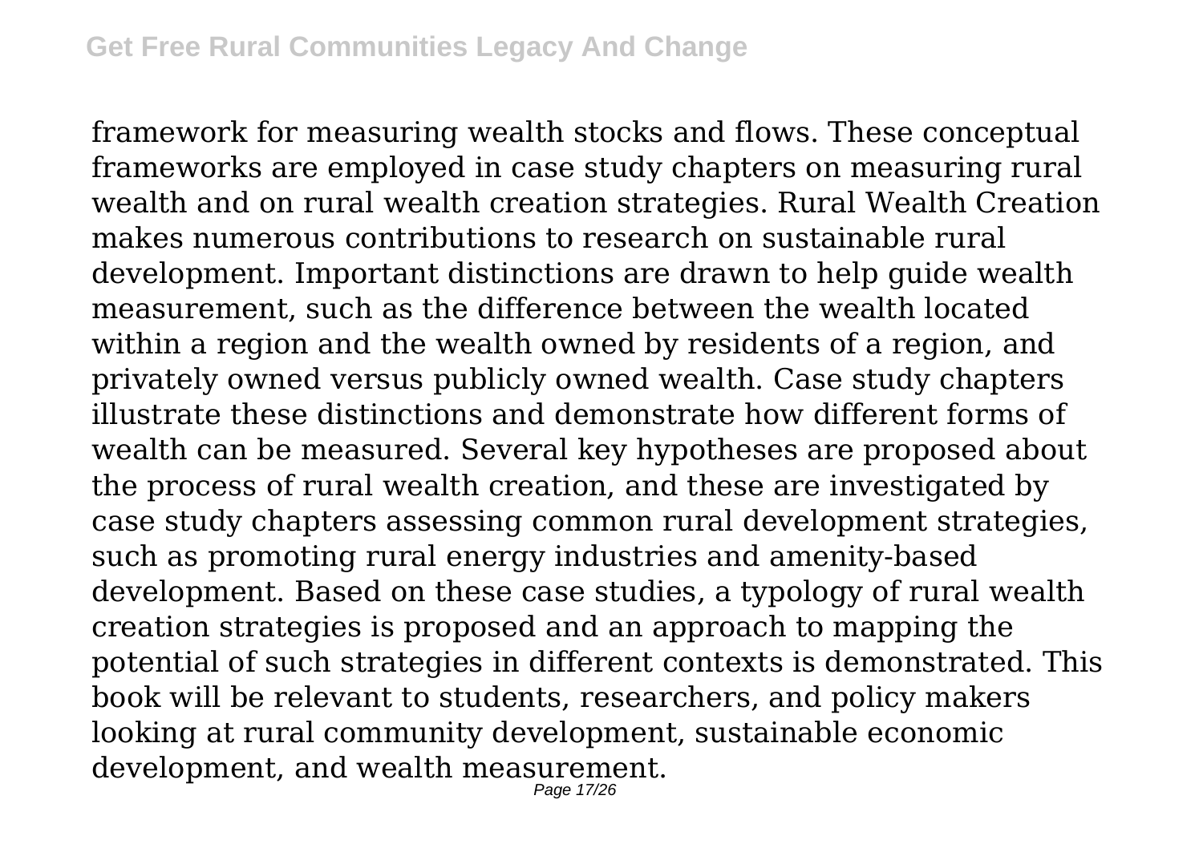framework for measuring wealth stocks and flows. These conceptual frameworks are employed in case study chapters on measuring rural wealth and on rural wealth creation strategies. Rural Wealth Creation makes numerous contributions to research on sustainable rural development. Important distinctions are drawn to help guide wealth measurement, such as the difference between the wealth located within a region and the wealth owned by residents of a region, and privately owned versus publicly owned wealth. Case study chapters illustrate these distinctions and demonstrate how different forms of wealth can be measured. Several key hypotheses are proposed about the process of rural wealth creation, and these are investigated by case study chapters assessing common rural development strategies, such as promoting rural energy industries and amenity-based development. Based on these case studies, a typology of rural wealth creation strategies is proposed and an approach to mapping the potential of such strategies in different contexts is demonstrated. This book will be relevant to students, researchers, and policy makers looking at rural community development, sustainable economic development, and wealth measurement.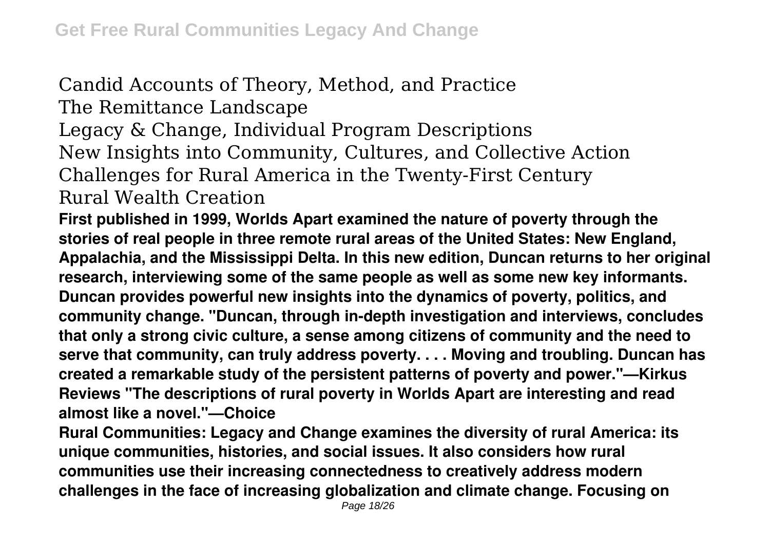Candid Accounts of Theory, Method, and Practice
The Remittance Landscape
Legacy & Change, Individual Program Descriptions
New Insights into Community, Cultures, and Collective Action
Challenges for Rural America in the Twenty-First Century
Rural Wealth Creation

**First published in 1999, Worlds Apart examined the nature of poverty through the stories of real people in three remote rural areas of the United States: New England, Appalachia, and the Mississippi Delta. In this new edition, Duncan returns to her original research, interviewing some of the same people as well as some new key informants. Duncan provides powerful new insights into the dynamics of poverty, politics, and community change. "Duncan, through in-depth investigation and interviews, concludes that only a strong civic culture, a sense among citizens of community and the need to serve that community, can truly address poverty. . . . Moving and troubling. Duncan has created a remarkable study of the persistent patterns of poverty and power."—Kirkus Reviews "The descriptions of rural poverty in Worlds Apart are interesting and read almost like a novel."—Choice**

**Rural Communities: Legacy and Change examines the diversity of rural America: its unique communities, histories, and social issues. It also considers how rural communities use their increasing connectedness to creatively address modern challenges in the face of increasing globalization and climate change. Focusing on**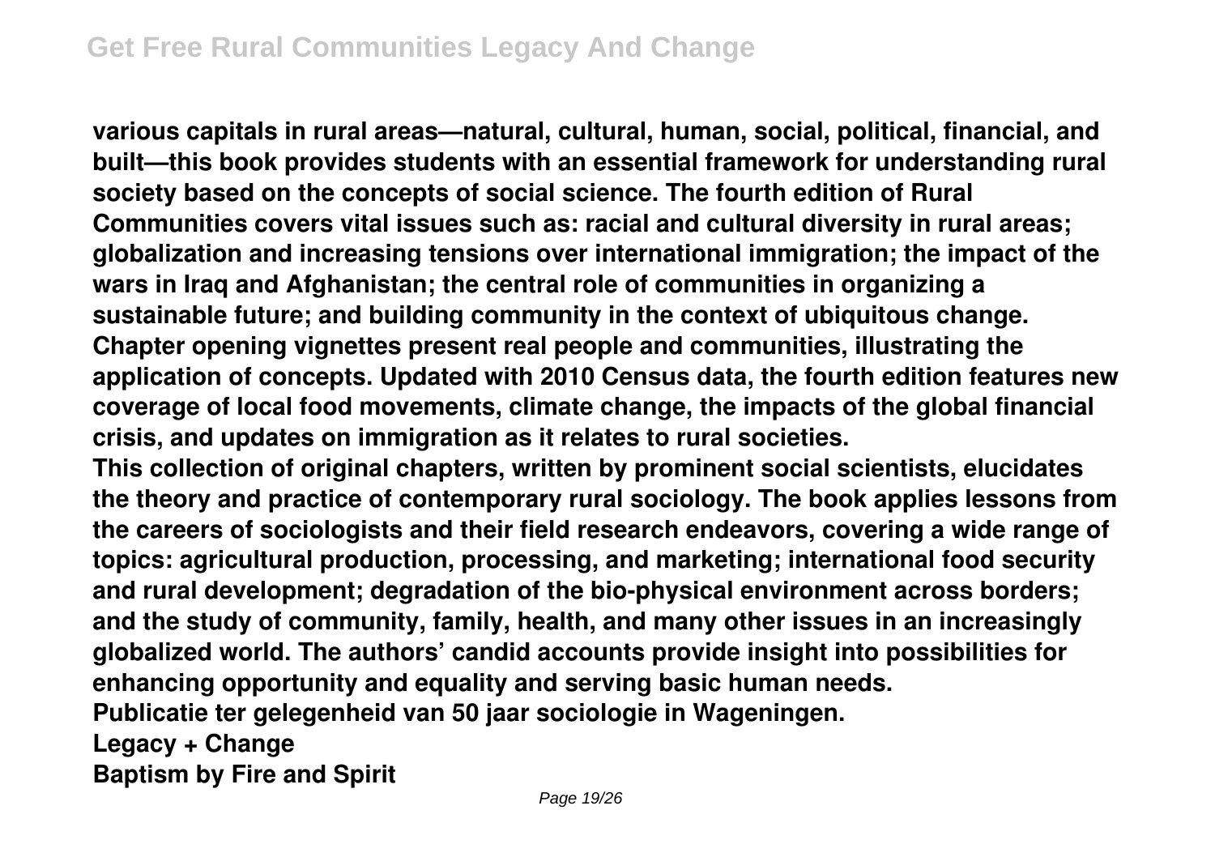**various capitals in rural areas—natural, cultural, human, social, political, financial, and built—this book provides students with an essential framework for understanding rural society based on the concepts of social science. The fourth edition of Rural Communities covers vital issues such as: racial and cultural diversity in rural areas; globalization and increasing tensions over international immigration; the impact of the wars in Iraq and Afghanistan; the central role of communities in organizing a sustainable future; and building community in the context of ubiquitous change. Chapter opening vignettes present real people and communities, illustrating the application of concepts. Updated with 2010 Census data, the fourth edition features new coverage of local food movements, climate change, the impacts of the global financial crisis, and updates on immigration as it relates to rural societies.**

**This collection of original chapters, written by prominent social scientists, elucidates the theory and practice of contemporary rural sociology. The book applies lessons from the careers of sociologists and their field research endeavors, covering a wide range of topics: agricultural production, processing, and marketing; international food security and rural development; degradation of the bio-physical environment across borders; and the study of community, family, health, and many other issues in an increasingly globalized world. The authors' candid accounts provide insight into possibilities for enhancing opportunity and equality and serving basic human needs.**

**Publicatie ter gelegenheid van 50 jaar sociologie in Wageningen.**

**Legacy + Change**

**Baptism by Fire and Spirit**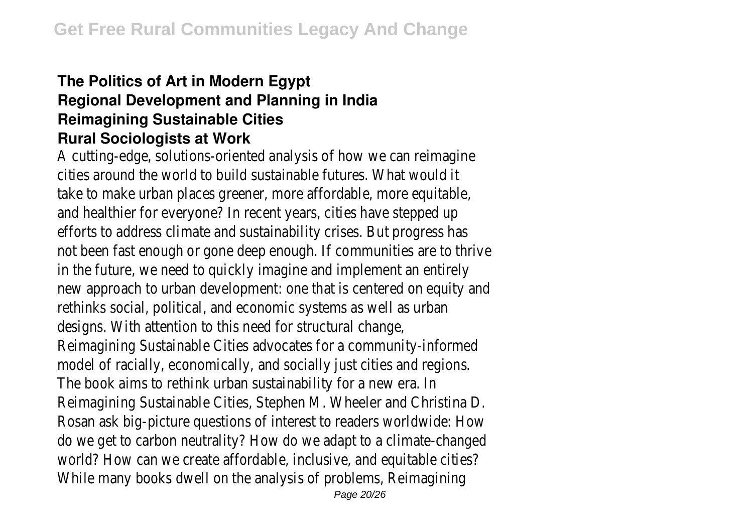**The Politics of Art in Modern Egypt**
**Regional Development and Planning in India**
**Reimagining Sustainable Cities**
**Rural Sociologists at Work**

A cutting-edge, solutions-oriented analysis of how we can reimagine cities around the world to build sustainable futures. What would it take to make urban places greener, more affordable, more equitable, and healthier for everyone? In recent years, cities have stepped up efforts to address climate and sustainability crises. But progress has not been fast enough or gone deep enough. If communities are to thrive in the future, we need to quickly imagine and implement an entirely new approach to urban development: one that is centered on equity and rethinks social, political, and economic systems as well as urban designs. With attention to this need for structural change, Reimagining Sustainable Cities advocates for a community-informed model of racially, economically, and socially just cities and regions. The book aims to rethink urban sustainability for a new era. In Reimagining Sustainable Cities, Stephen M. Wheeler and Christina D. Rosan ask big-picture questions of interest to readers worldwide: How do we get to carbon neutrality? How do we adapt to a climate-changed world? How can we create affordable, inclusive, and equitable cities? While many books dwell on the analysis of problems, Reimagining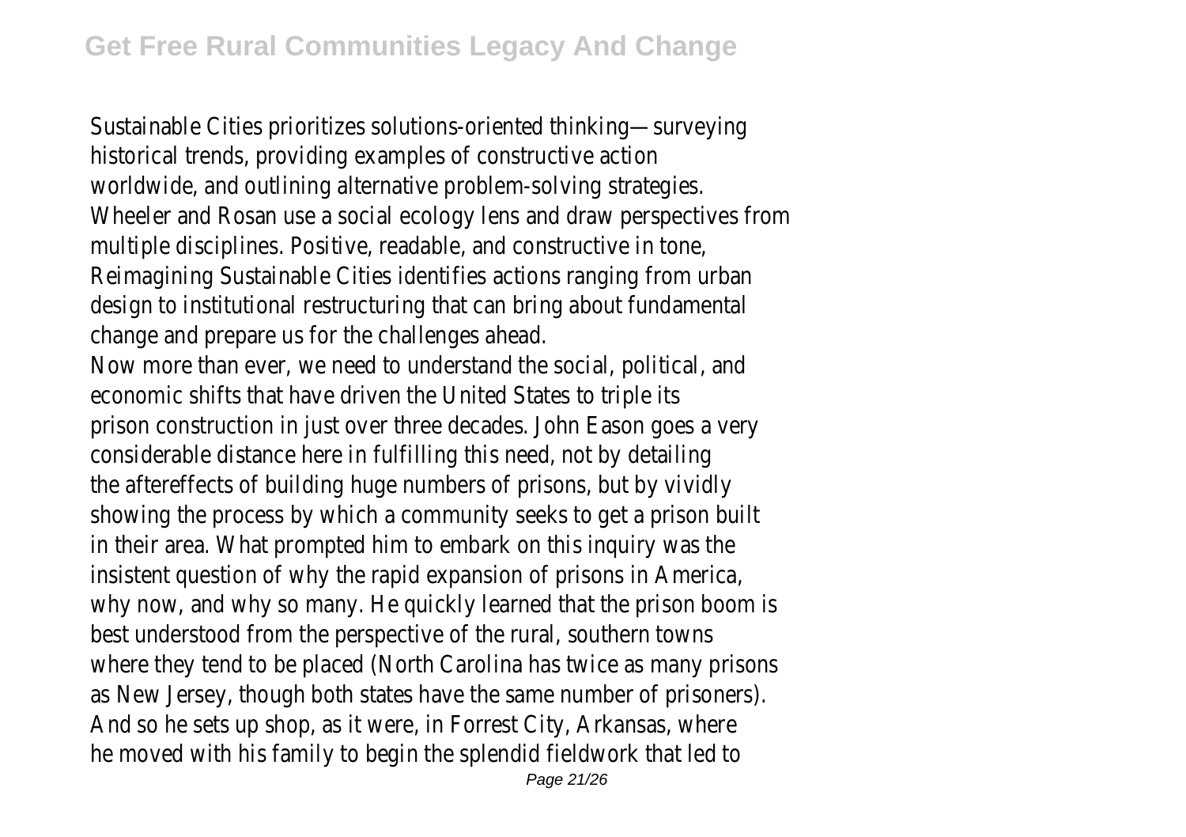Sustainable Cities prioritizes solutions-oriented thinking—surveying historical trends, providing examples of constructive action worldwide, and outlining alternative problem-solving strategies. Wheeler and Rosan use a social ecology lens and draw perspectives from multiple disciplines. Positive, readable, and constructive in tone, Reimagining Sustainable Cities identifies actions ranging from urban design to institutional restructuring that can bring about fundamental change and prepare us for the challenges ahead.

Now more than ever, we need to understand the social, political, and economic shifts that have driven the United States to triple its prison construction in just over three decades. John Eason goes a very considerable distance here in fulfilling this need, not by detailing the aftereffects of building huge numbers of prisons, but by vividly showing the process by which a community seeks to get a prison built in their area. What prompted him to embark on this inquiry was the insistent question of why the rapid expansion of prisons in America, why now, and why so many. He quickly learned that the prison boom is best understood from the perspective of the rural, southern towns where they tend to be placed (North Carolina has twice as many prisons as New Jersey, though both states have the same number of prisoners). And so he sets up shop, as it were, in Forrest City, Arkansas, where he moved with his family to begin the splendid fieldwork that led to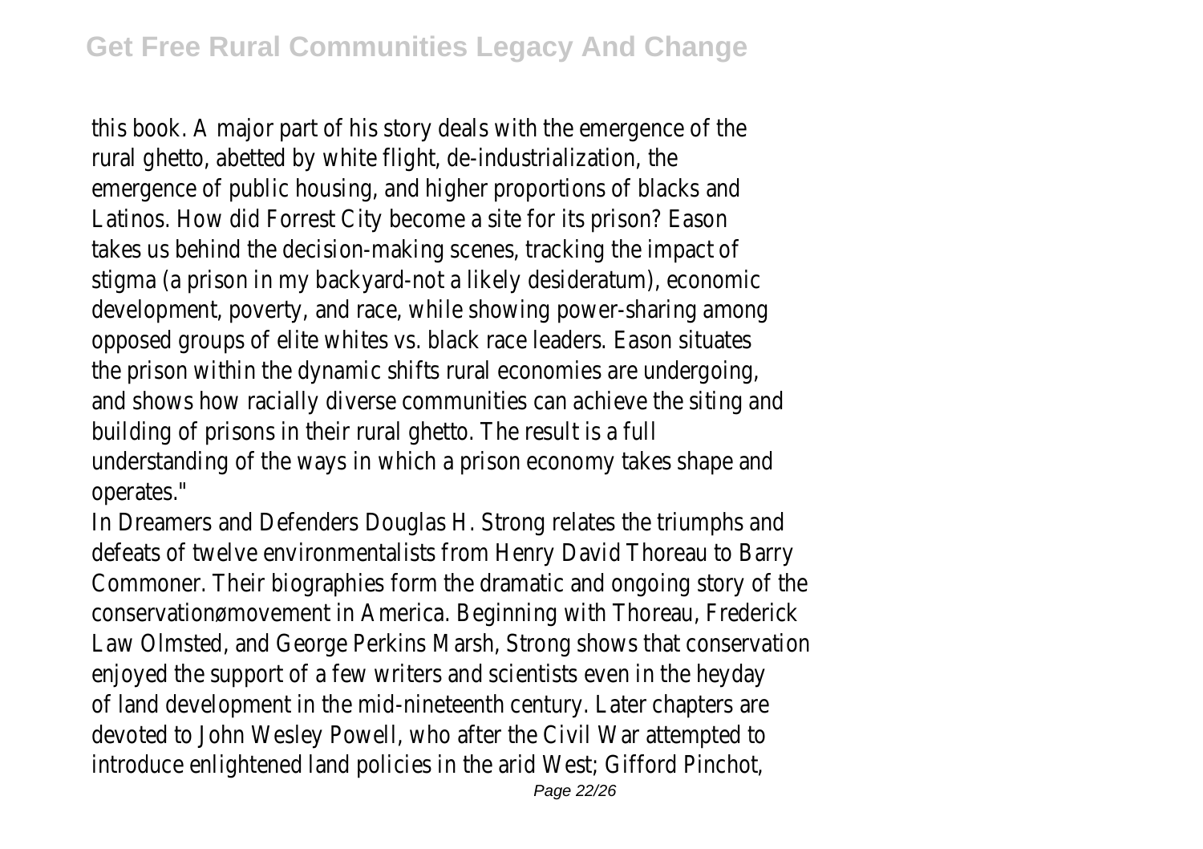this book. A major part of his story deals with the emergence of the rural ghetto, abetted by white flight, de-industrialization, the emergence of public housing, and higher proportions of blacks and Latinos. How did Forrest City become a site for its prison? Eason takes us behind the decision-making scenes, tracking the impact of stigma (a prison in my backyard-not a likely desideratum), economic development, poverty, and race, while showing power-sharing among opposed groups of elite whites vs. black race leaders. Eason situates the prison within the dynamic shifts rural economies are undergoing, and shows how racially diverse communities can achieve the siting and building of prisons in their rural ghetto. The result is a full understanding of the ways in which a prison economy takes shape and operates."

In Dreamers and Defenders Douglas H. Strong relates the triumphs and defeats of twelve environmentalists from Henry David Thoreau to Barry Commoner. Their biographies form the dramatic and ongoing story of the conservationømovement in America. Beginning with Thoreau, Frederick Law Olmsted, and George Perkins Marsh, Strong shows that conservation enjoyed the support of a few writers and scientists even in the heyday of land development in the mid-nineteenth century. Later chapters are devoted to John Wesley Powell, who after the Civil War attempted to introduce enlightened land policies in the arid West; Gifford Pinchot,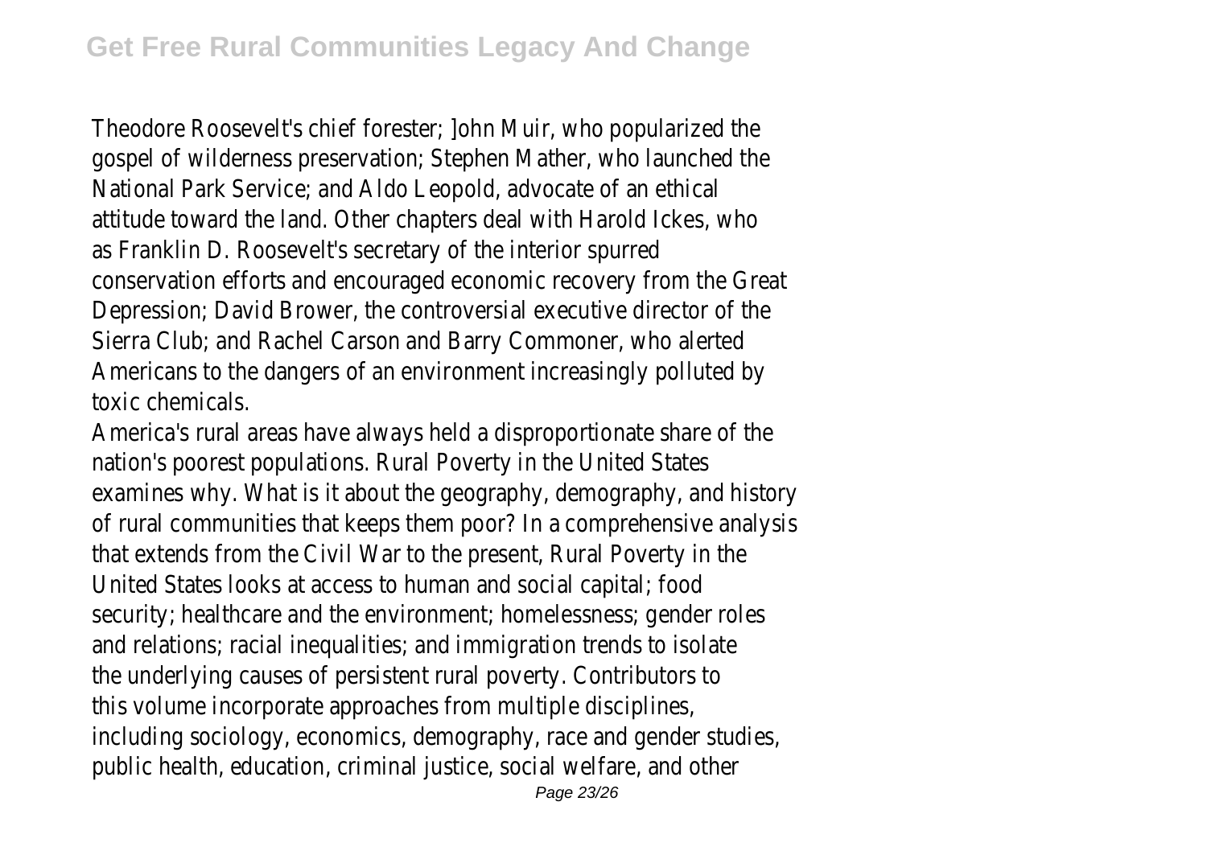Theodore Roosevelt's chief forester; ]ohn Muir, who popularized the gospel of wilderness preservation; Stephen Mather, who launched the National Park Service; and Aldo Leopold, advocate of an ethical attitude toward the land. Other chapters deal with Harold Ickes, who as Franklin D. Roosevelt's secretary of the interior spurred conservation efforts and encouraged economic recovery from the Great Depression; David Brower, the controversial executive director of the Sierra Club; and Rachel Carson and Barry Commoner, who alerted Americans to the dangers of an environment increasingly polluted by toxic chemicals.

America's rural areas have always held a disproportionate share of the nation's poorest populations. Rural Poverty in the United States examines why. What is it about the geography, demography, and history of rural communities that keeps them poor? In a comprehensive analysis that extends from the Civil War to the present, Rural Poverty in the United States looks at access to human and social capital; food security; healthcare and the environment; homelessness; gender roles and relations; racial inequalities; and immigration trends to isolate the underlying causes of persistent rural poverty. Contributors to this volume incorporate approaches from multiple disciplines, including sociology, economics, demography, race and gender studies, public health, education, criminal justice, social welfare, and other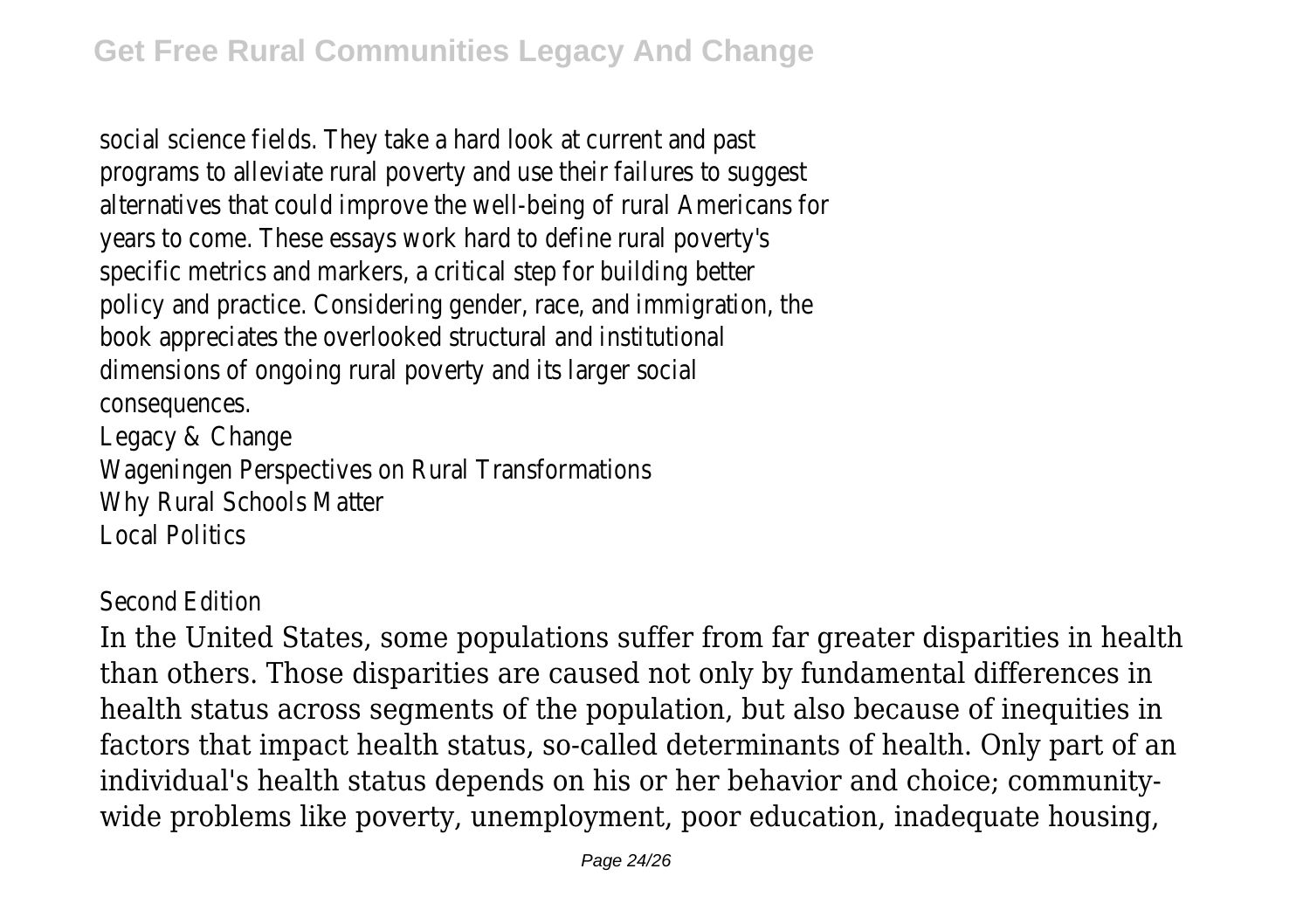social science fields. They take a hard look at current and past programs to alleviate rural poverty and use their failures to suggest alternatives that could improve the well-being of rural Americans for years to come. These essays work hard to define rural poverty's specific metrics and markers, a critical step for building better policy and practice. Considering gender, race, and immigration, the book appreciates the overlooked structural and institutional dimensions of ongoing rural poverty and its larger social consequences.

Legacy & Change

Wageningen Perspectives on Rural Transformations

Why Rural Schools Matter

Local Politics

Second Edition

In the United States, some populations suffer from far greater disparities in health than others. Those disparities are caused not only by fundamental differences in health status across segments of the population, but also because of inequities in factors that impact health status, so-called determinants of health. Only part of an individual's health status depends on his or her behavior and choice; community-wide problems like poverty, unemployment, poor education, inadequate housing,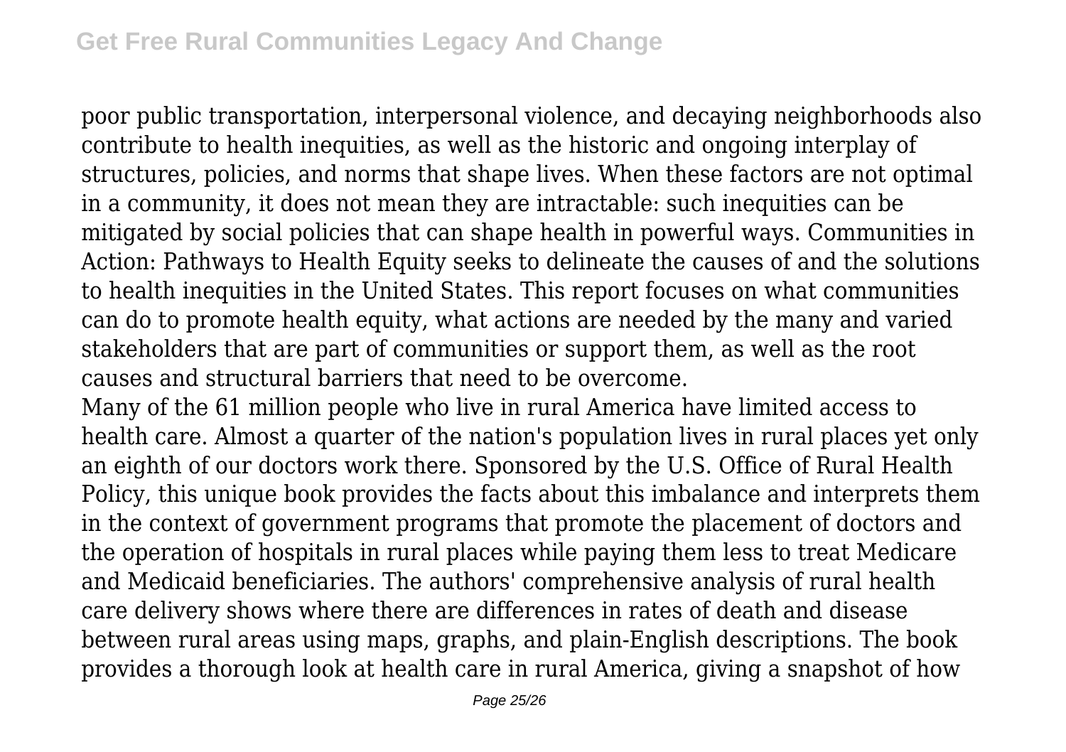poor public transportation, interpersonal violence, and decaying neighborhoods also contribute to health inequities, as well as the historic and ongoing interplay of structures, policies, and norms that shape lives. When these factors are not optimal in a community, it does not mean they are intractable: such inequities can be mitigated by social policies that can shape health in powerful ways. Communities in Action: Pathways to Health Equity seeks to delineate the causes of and the solutions to health inequities in the United States. This report focuses on what communities can do to promote health equity, what actions are needed by the many and varied stakeholders that are part of communities or support them, as well as the root causes and structural barriers that need to be overcome.

Many of the 61 million people who live in rural America have limited access to health care. Almost a quarter of the nation's population lives in rural places yet only an eighth of our doctors work there. Sponsored by the U.S. Office of Rural Health Policy, this unique book provides the facts about this imbalance and interprets them in the context of government programs that promote the placement of doctors and the operation of hospitals in rural places while paying them less to treat Medicare and Medicaid beneficiaries. The authors' comprehensive analysis of rural health care delivery shows where there are differences in rates of death and disease between rural areas using maps, graphs, and plain-English descriptions. The book provides a thorough look at health care in rural America, giving a snapshot of how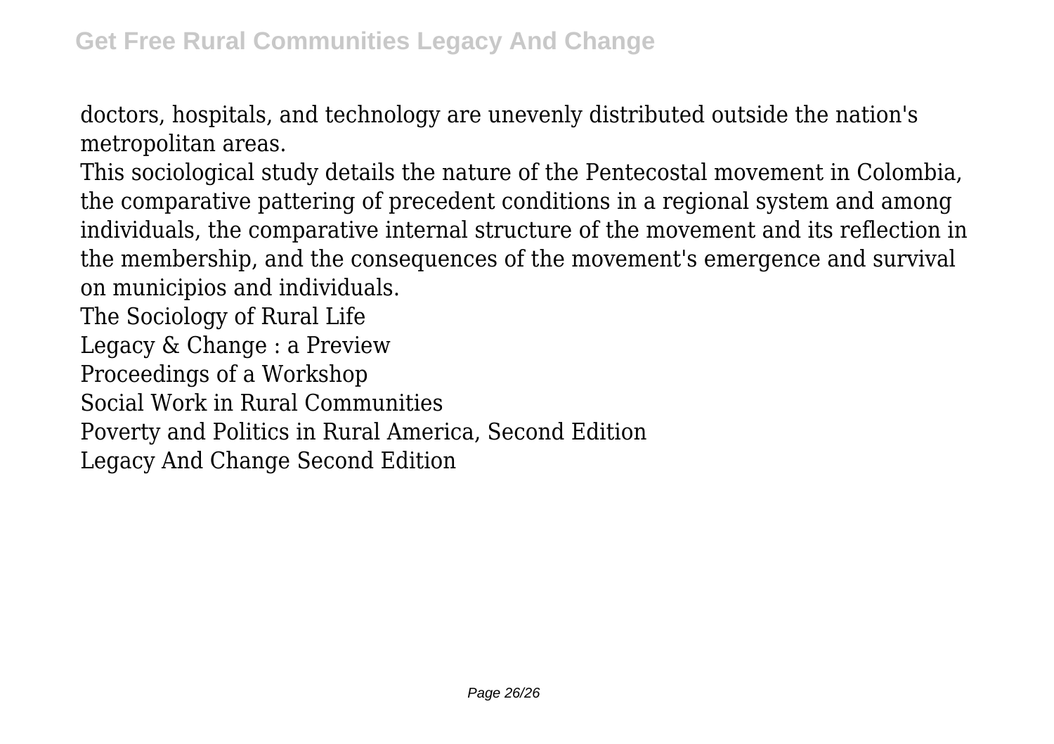doctors, hospitals, and technology are unevenly distributed outside the nation's metropolitan areas.

This sociological study details the nature of the Pentecostal movement in Colombia, the comparative pattering of precedent conditions in a regional system and among individuals, the comparative internal structure of the movement and its reflection in the membership, and the consequences of the movement's emergence and survival on municipios and individuals.

The Sociology of Rural Life

Legacy & Change : a Preview

Proceedings of a Workshop

Social Work in Rural Communities

Poverty and Politics in Rural America, Second Edition

Legacy And Change Second Edition